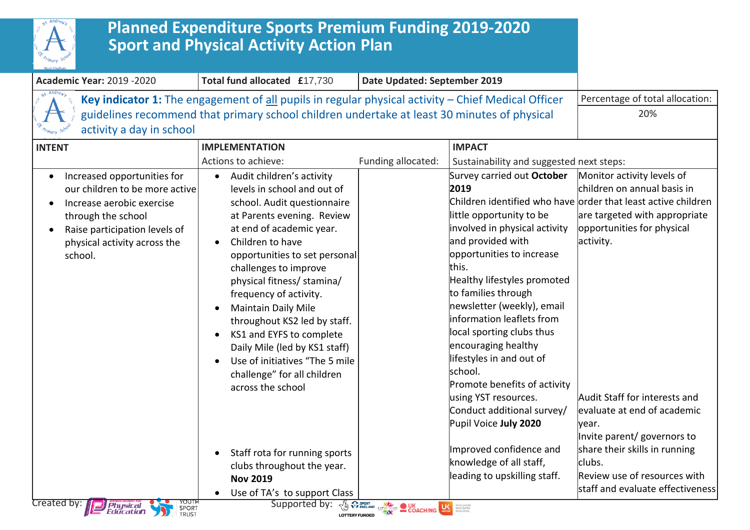# Planned Expenditure Sports Premium Funding 2019-2020
# Sport and Physical Activity Action Plan

| **Academic Year:** 2019 -2020 | **Total fund allocated £**17,730 | **Date Updated: September 2019** | | |
|---|---|---|---|---|
| **Key indicator 1:** The engagement of all pupils in regular physical activity – Chief Medical Officer guidelines recommend that primary school children undertake at least 30 minutes of physical activity a day in school | | | | Percentage of total allocation: 20% |
| **INTENT** | **IMPLEMENTATION** | | **IMPACT** | |
| | Actions to achieve: | Funding allocated: | Sustainability and suggested next steps: | |
| • Increased opportunities for our children to be more active<br>• Increase aerobic exercise through the school<br>• Raise participation levels of physical activity across the school. | • Audit children's activity levels in school and out of school. Audit questionnaire at Parents evening. Review at end of academic year.<br>• Children to have opportunities to set personal challenges to improve physical fitness/ stamina/ frequency of activity.<br>• Maintain Daily Mile throughout KS2 led by staff.<br>• KS1 and EYFS to complete Daily Mile (led by KS1 staff)<br>• Use of initiatives "The 5 mile challenge" for all children across the school | | Survey carried out **October 2019**<br>Children identified who have little opportunity to be involved in physical activity and provided with opportunities to increase this.<br>Healthy lifestyles promoted to families through newsletter (weekly), email information leaflets from local sporting clubs thus encouraging healthy lifestyles in and out of school.<br>Promote benefits of activity using YST resources.<br>Conduct additional survey/ Pupil Voice **July 2020** | Monitor activity levels of children on annual basis in order that least active children are targeted with appropriate opportunities for physical activity.<br><br>Audit Staff for interests and evaluate at end of academic year. |
| | • Staff rota for running sports clubs throughout the year. **Nov 2019**<br>• Use of TA's to support Class | | Improved confidence and knowledge of all staff, leading to upskilling staff. | Invite parent/ governors to share their skills in running clubs.<br>Review use of resources with staff and evaluate effectiveness |

Created by: Association for Physical Education, Youth Sport Trust
Supported by: Sport England, CSPN, UK Coaching, UK Active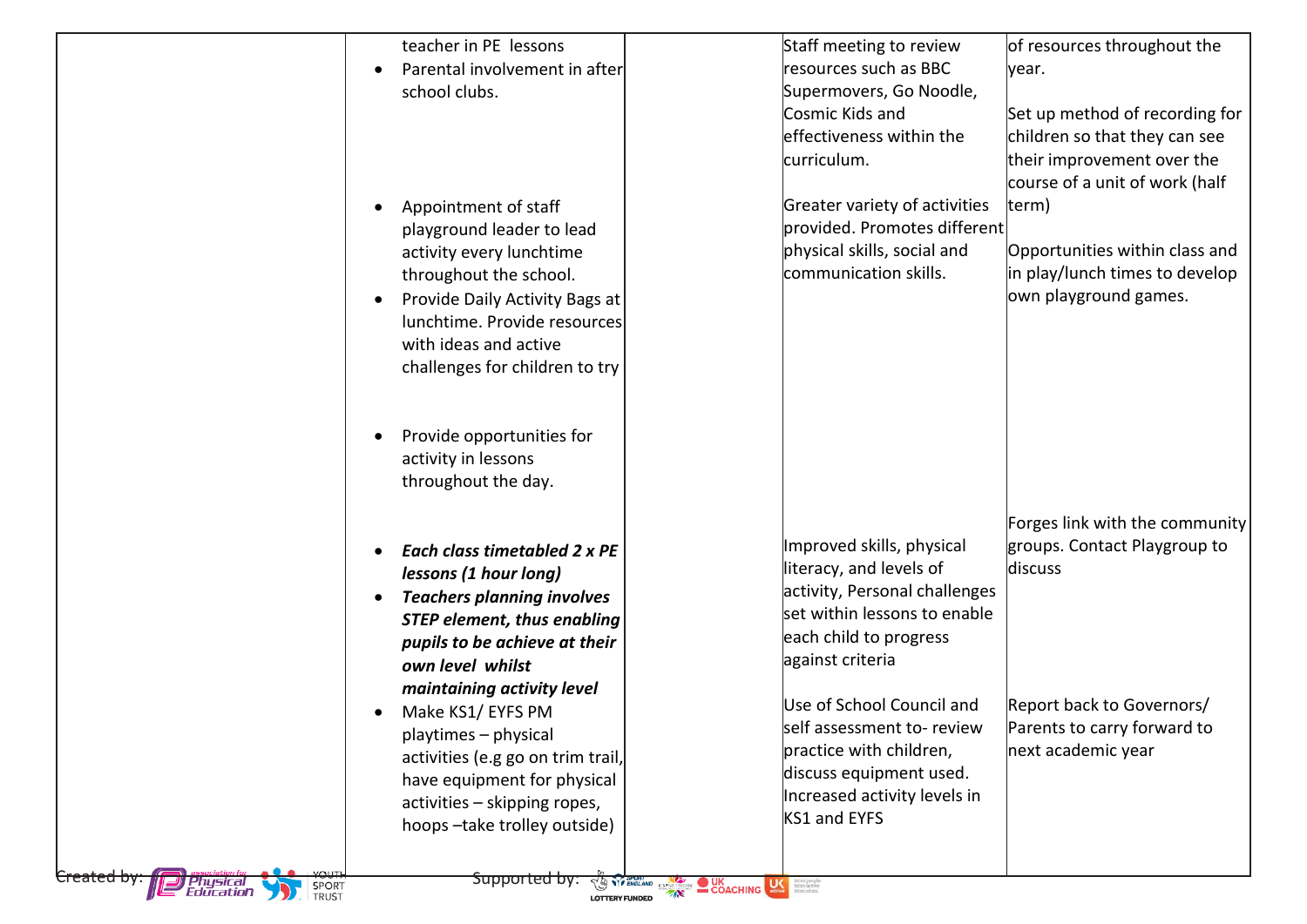|  |  |  |  |  |
|---|---|---|---|---|
|  | teacher in PE lessons<br>• Parental involvement in after school clubs. |  | Staff meeting to review resources such as BBC Supermovers, Go Noodle, Cosmic Kids and effectiveness within the curriculum. | of resources throughout the year.<br><br>Set up method of recording for children so that they can see their improvement over the course of a unit of work (half term) |
|  | • Appointment of staff playground leader to lead activity every lunchtime throughout the school.<br>• Provide Daily Activity Bags at lunchtime. Provide resources with ideas and active challenges for children to try |  | Greater variety of activities provided. Promotes different physical skills, social and communication skills. | Opportunities within class and in play/lunch times to develop own playground games. |
|  | • Provide opportunities for activity in lessons throughout the day. |  |  | Forges link with the community groups. Contact Playgroup to discuss |
|  | • ***Each class timetabled 2 x PE lessons (1 hour long)***<br>• ***Teachers planning involves STEP element, thus enabling pupils to be achieve at their own level whilst maintaining activity level*** |  | Improved skills, physical literacy, and levels of activity, Personal challenges set within lessons to enable each child to progress against criteria |  |
|  | • Make KS1/ EYFS PM playtimes – physical activities (e.g go on trim trail, have equipment for physical activities – skipping ropes, hoops –take trolley outside) |  | Use of School Council and self assessment to- review practice with children, discuss equipment used. Increased activity levels in KS1 and EYFS | Report back to Governors/ Parents to carry forward to next academic year |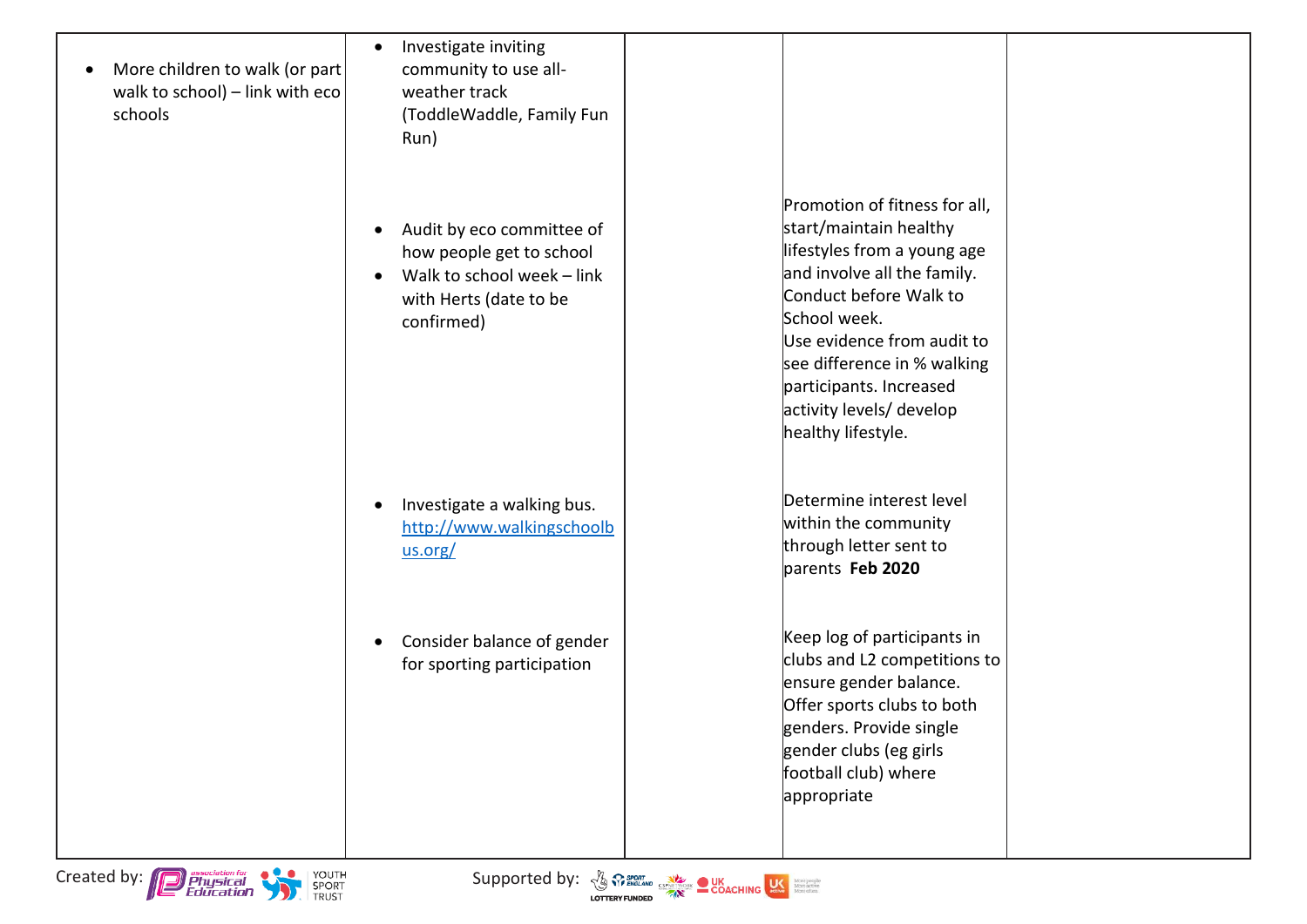| | | | | |
|---|---|---|---|---|
| • More children to walk (or part walk to school) – link with eco schools | • Investigate inviting community to use all-weather track (ToddleWaddle, Family Fun Run) | | | |
| | • Audit by eco committee of how people get to school<br>• Walk to school week – link with Herts (date to be confirmed) | | Promotion of fitness for all, start/maintain healthy lifestyles from a young age and involve all the family. Conduct before Walk to School week.<br>Use evidence from audit to see difference in % walking participants. Increased activity levels/ develop healthy lifestyle. | |
| | • Investigate a walking bus. [http://www.walkingschoolbus.org/](http://www.walkingschoolbus.org/) | | Determine interest level within the community through letter sent to parents **Feb 2020** | |
| | • Consider balance of gender for sporting participation | | Keep log of participants in clubs and L2 competitions to ensure gender balance. Offer sports clubs to both genders. Provide single gender clubs (eg girls football club) where appropriate | |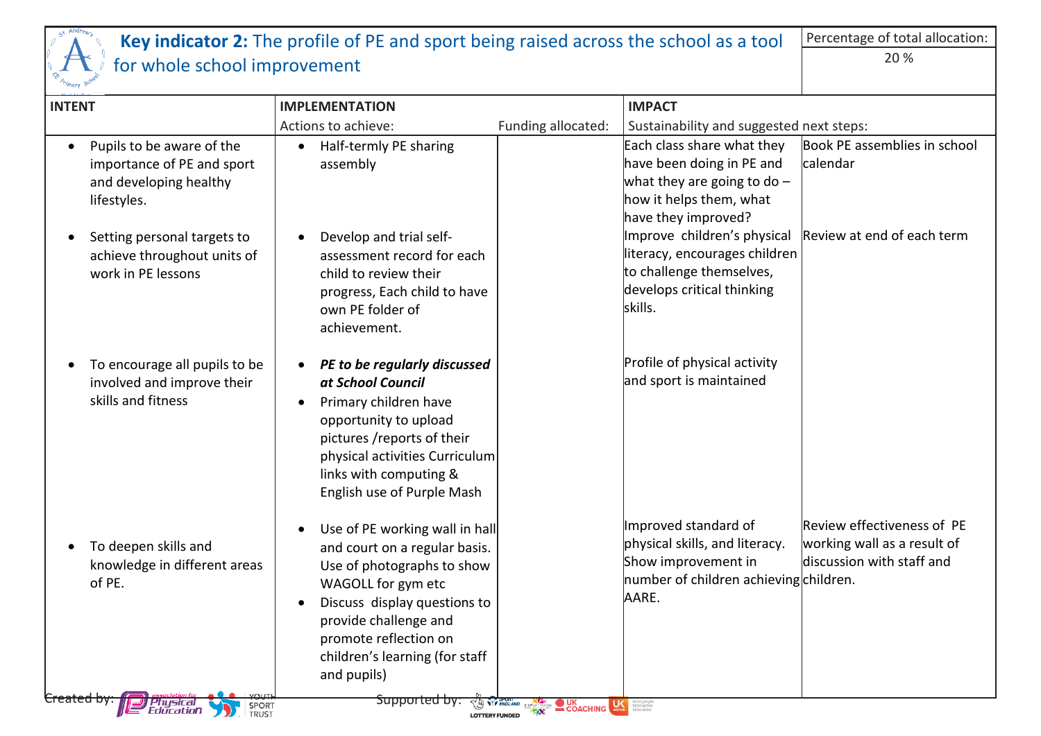## **Key indicator 2:** The profile of PE and sport being raised across the school as a tool for whole school improvement

| | | | | Percentage of total allocation: |
|---|---|---|---|---|
| | | | | 20 % |
| **INTENT** | **IMPLEMENTATION** | | **IMPACT** | |
| | Actions to achieve: | Funding allocated: | Sustainability and suggested next steps: | |
| • Pupils to be aware of the importance of PE and sport and developing healthy lifestyles. | • Half-termly PE sharing assembly | | Each class share what they have been doing in PE and what they are going to do – how it helps them, what have they improved? | Book PE assemblies in school calendar |
| • Setting personal targets to achieve throughout units of work in PE lessons | • Develop and trial self-assessment record for each child to review their progress, Each child to have own PE folder of achievement. | | Improve children's physical literacy, encourages children to challenge themselves, develops critical thinking skills. | Review at end of each term |
| • To encourage all pupils to be involved and improve their skills and fitness | • ***PE to be regularly discussed at School Council*** <br> • Primary children have opportunity to upload pictures /reports of their physical activities Curriculum links with computing & English use of Purple Mash | | Profile of physical activity and sport is maintained | |
| • To deepen skills and knowledge in different areas of PE. | • Use of PE working wall in hall and court on a regular basis. Use of photographs to show WAGOLL for gym etc <br> • Discuss display questions to provide challenge and promote reflection on children's learning (for staff and pupils) | | Improved standard of physical skills, and literacy. Show improvement in number of children achieving AARE. | Review effectiveness of PE working wall as a result of discussion with staff and children. |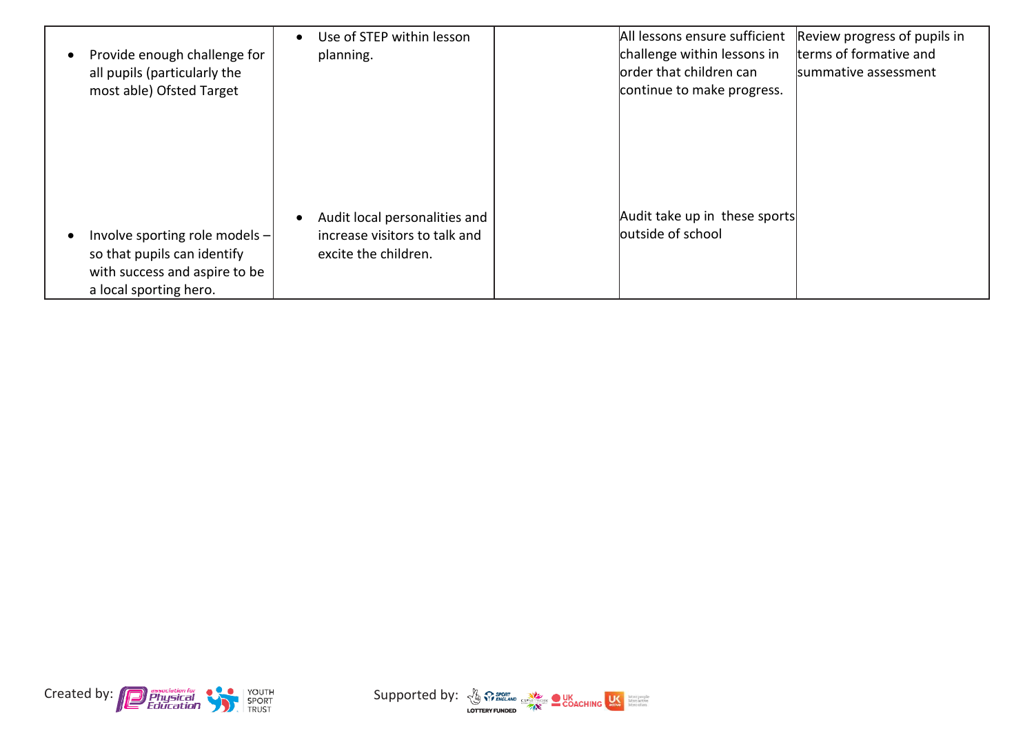| | | | | |
|---|---|---|---|---|
| • Provide enough challenge for all pupils (particularly the most able) Ofsted Target | • Use of STEP within lesson planning. | | All lessons ensure sufficient challenge within lessons in order that children can continue to make progress. | Review progress of pupils in terms of formative and summative assessment |
| • Involve sporting role models – so that pupils can identify with success and aspire to be a local sporting hero. | • Audit local personalities and increase visitors to talk and excite the children. | | Audit take up in these sports outside of school | |

Created by: association for Physical Education, Youth Sport Trust

Supported by: Sport England Lottery Funded, CSPN, UK Coaching, UK Active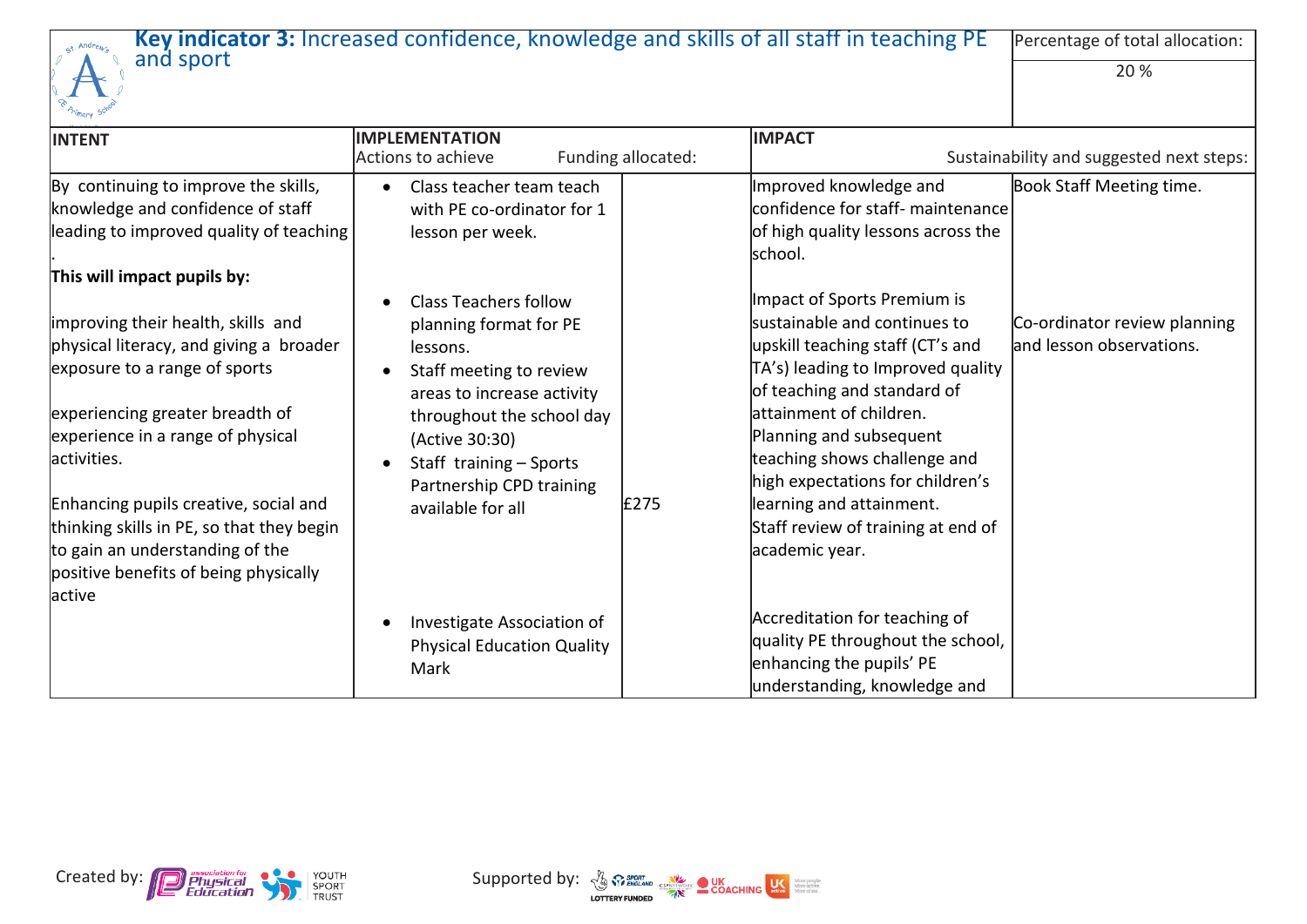**Key indicator 3:** Increased confidence, knowledge and skills of all staff in teaching PE and sport

| Percentage of total allocation: |
|---|
| 20 % |

| INTENT | IMPLEMENTATION<br>Actions to achieve | Funding allocated: | IMPACT | Sustainability and suggested next steps: |
|---|---|---|---|---|
| By continuing to improve the skills, knowledge and confidence of staff leading to improved quality of teaching<br>.<br>**This will impact pupils by:**<br><br>improving their health, skills and physical literacy, and giving a broader exposure to a range of sports<br><br>experiencing greater breadth of experience in a range of physical activities.<br><br>Enhancing pupils creative, social and thinking skills in PE, so that they begin to gain an understanding of the positive benefits of being physically active | • Class teacher team teach with PE co-ordinator for 1 lesson per week.<br><br>• Class Teachers follow planning format for PE lessons.<br>• Staff meeting to review areas to increase activity throughout the school day (Active 30:30)<br>• Staff training – Sports Partnership CPD training available for all<br><br>• Investigate Association of Physical Education Quality Mark | £275 | Improved knowledge and confidence for staff- maintenance of high quality lessons across the school.<br><br>Impact of Sports Premium is sustainable and continues to upskill teaching staff (CT's and TA's) leading to Improved quality of teaching and standard of attainment of children.<br>Planning and subsequent teaching shows challenge and high expectations for children's learning and attainment.<br>Staff review of training at end of academic year.<br><br>Accreditation for teaching of quality PE throughout the school, enhancing the pupils' PE understanding, knowledge and | Book Staff Meeting time.<br><br>Co-ordinator review planning and lesson observations. |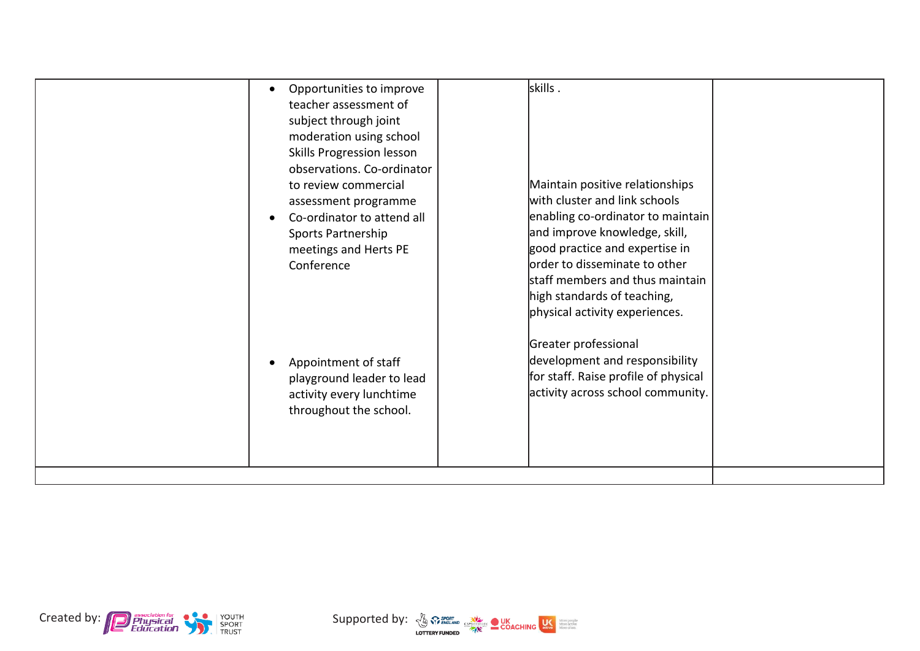| | | | | |
|---|---|---|---|---|
| | • Opportunities to improve teacher assessment of subject through joint moderation using school Skills Progression lesson observations. Co-ordinator to review commercial assessment programme<br>• Co-ordinator to attend all Sports Partnership meetings and Herts PE Conference<br><br>• Appointment of staff playground leader to lead activity every lunchtime throughout the school. | | skills .<br><br>Maintain positive relationships with cluster and link schools enabling co-ordinator to maintain and improve knowledge, skill, good practice and expertise in order to disseminate to other staff members and thus maintain high standards of teaching, physical activity experiences.<br><br>Greater professional development and responsibility for staff. Raise profile of physical activity across school community. | |
| | | | | |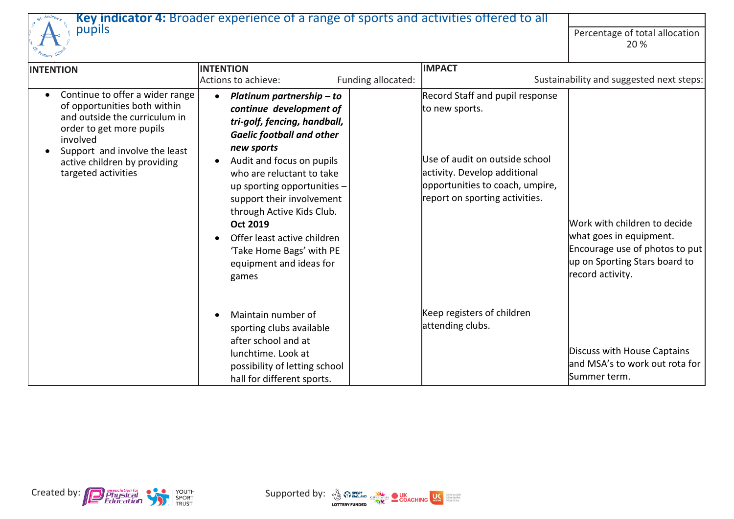**Key indicator 4:** Broader experience of a range of sports and activities offered to all pupils

| | | | | Percentage of total allocation 20 % |
|---|---|---|---|---|
| **INTENTION** | **INTENTION** Actions to achieve: | Funding allocated: | **IMPACT** | Sustainability and suggested next steps: |
| • Continue to offer a wider range of opportunities both within and outside the curriculum in order to get more pupils involved<br>• Support and involve the least active children by providing targeted activities | • ***Platinum partnership – to continue development of tri-golf, fencing, handball, Gaelic football and other new sports***<br>• Audit and focus on pupils who are reluctant to take up sporting opportunities – support their involvement through Active Kids Club. **Oct 2019**<br>• Offer least active children 'Take Home Bags' with PE equipment and ideas for games | | Record Staff and pupil response to new sports.<br><br>Use of audit on outside school activity. Develop additional opportunities to coach, umpire, report on sporting activities. | Work with children to decide what goes in equipment. Encourage use of photos to put up on Sporting Stars board to record activity. |
| | • Maintain number of sporting clubs available after school and at lunchtime. Look at possibility of letting school hall for different sports. | | Keep registers of children attending clubs. | Discuss with House Captains and MSA's to work out rota for Summer term. |

Created by: association for Physical Education, Youth Sport Trust

Supported by: Sport England Lottery Funded, CSP Network, UK Coaching, UK Active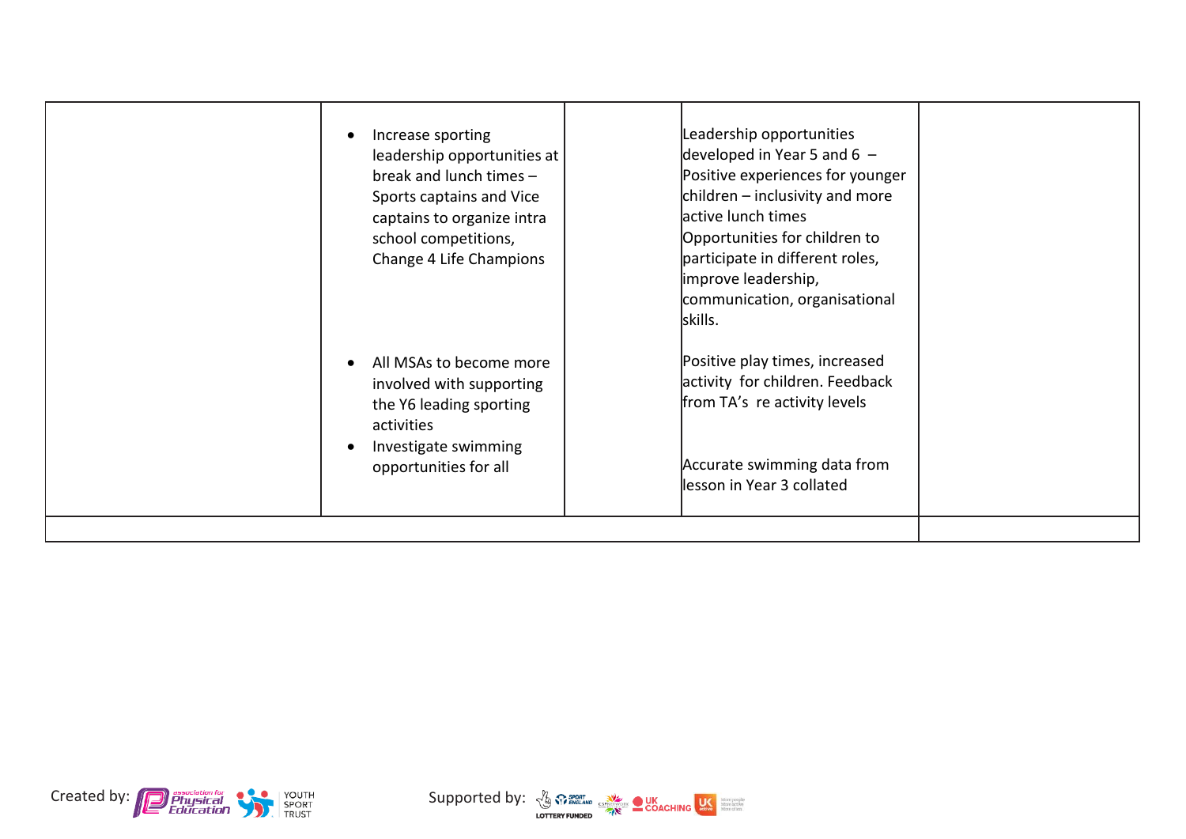| | | | | |
|---|---|---|---|---|
| | • Increase sporting leadership opportunities at break and lunch times – Sports captains and Vice captains to organize intra school competitions, Change 4 Life Champions<br><br>• All MSAs to become more involved with supporting the Y6 leading sporting activities<br>• Investigate swimming opportunities for all | | Leadership opportunities developed in Year 5 and 6 – Positive experiences for younger children – inclusivity and more active lunch times<br>Opportunities for children to participate in different roles, improve leadership, communication, organisational skills.<br><br>Positive play times, increased activity for children. Feedback from TA's re activity levels<br><br>Accurate swimming data from lesson in Year 3 collated | |
| | | | | |

Created by: association for Physical Education, YOUTH SPORT TRUST

Supported by: SPORT ENGLAND LOTTERY FUNDED, CSPNETWORK, UK COACHING, UK active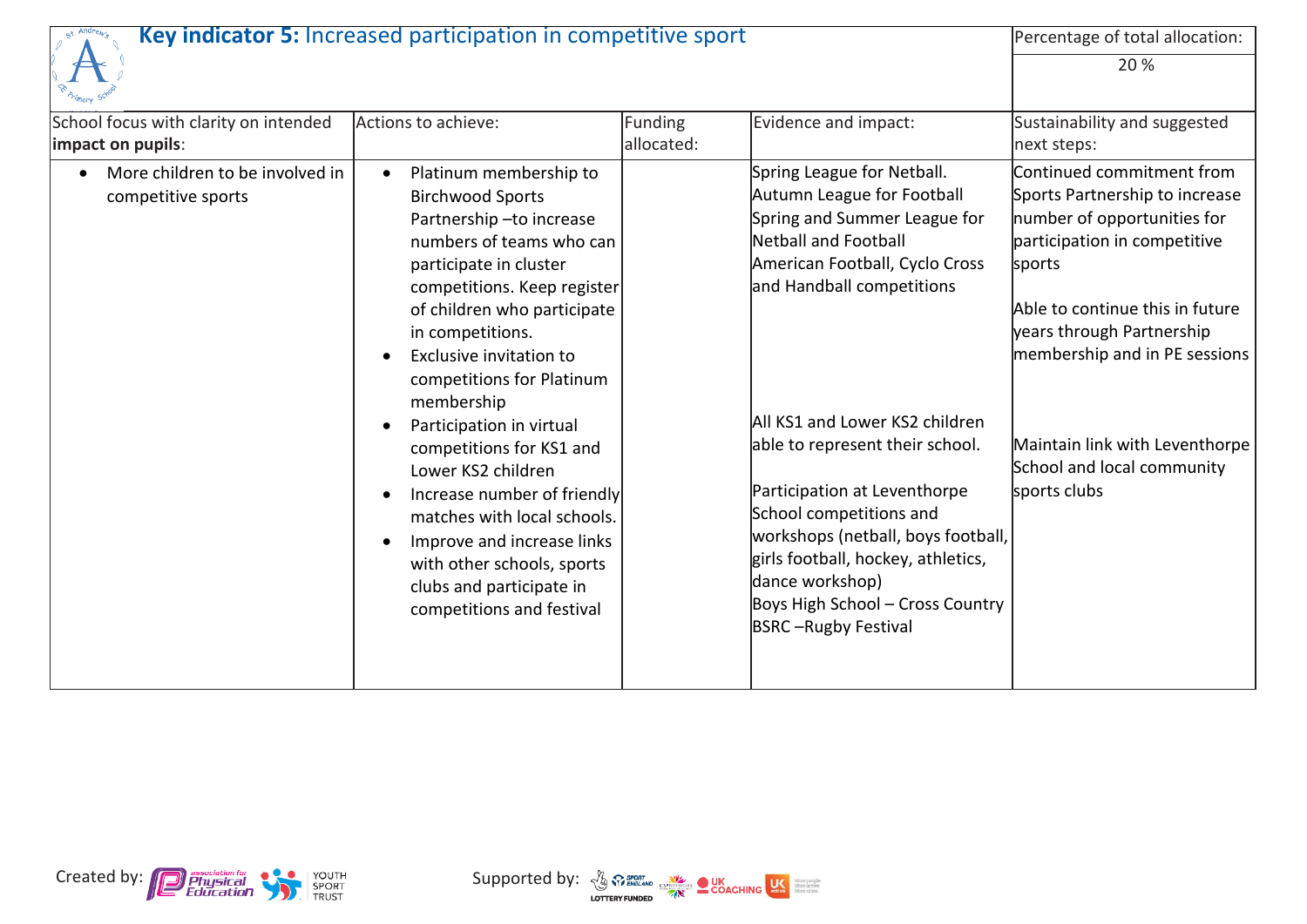| **Key indicator 5:** Increased participation in competitive sport | | | | Percentage of total allocation: |
|---|---|---|---|---|
| | | | | 20 % |
| School focus with clarity on intended **impact on pupils**: | Actions to achieve: | Funding allocated: | Evidence and impact: | Sustainability and suggested next steps: |
| • More children to be involved in competitive sports | • Platinum membership to Birchwood Sports Partnership –to increase numbers of teams who can participate in cluster competitions. Keep register of children who participate in competitions.<br>• Exclusive invitation to competitions for Platinum membership<br>• Participation in virtual competitions for KS1 and Lower KS2 children<br>• Increase number of friendly matches with local schools.<br>• Improve and increase links with other schools, sports clubs and participate in competitions and festival | | Spring League for Netball.<br>Autumn League for Football<br>Spring and Summer League for Netball and Football<br>American Football, Cyclo Cross and Handball competitions<br><br>All KS1 and Lower KS2 children able to represent their school.<br><br>Participation at Leventhorpe School competitions and workshops (netball, boys football, girls football, hockey, athletics, dance workshop)<br>Boys High School – Cross Country<br>BSRC –Rugby Festival | Continued commitment from Sports Partnership to increase number of opportunities for participation in competitive sports<br><br>Able to continue this in future years through Partnership membership and in PE sessions<br><br>Maintain link with Leventhorpe School and local community sports clubs |

Created by: Association for Physical Education, Youth Sport Trust

Supported by: Sport England, CSPNetwork, UK Coaching, UK Active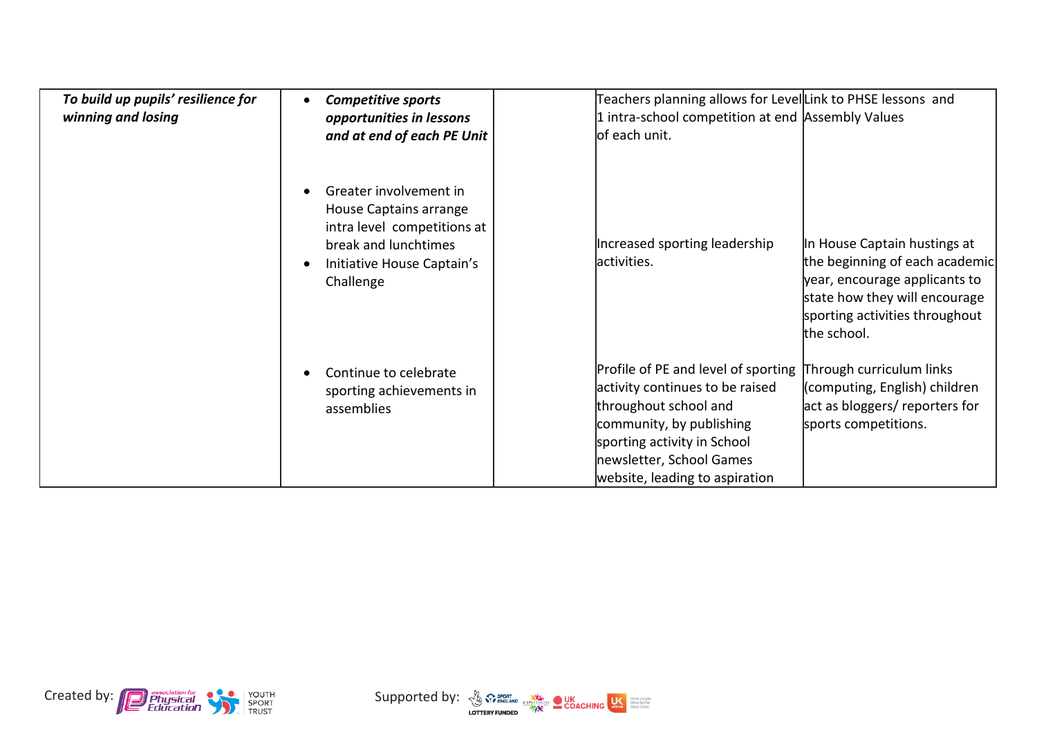| | | | | |
|---|---|---|---|---|
| ***To build up pupils' resilience for winning and losing*** | • ***Competitive sports opportunities in lessons and at end of each PE Unit*** | | Teachers planning allows for Level 1 intra-school competition at end of each unit. | Link to PHSE lessons and Assembly Values |
| | • Greater involvement in House Captains arrange intra level competitions at break and lunchtimes<br>• Initiative House Captain's Challenge | | Increased sporting leadership activities. | In House Captain hustings at the beginning of each academic year, encourage applicants to state how they will encourage sporting activities throughout the school. |
| | • Continue to celebrate sporting achievements in assemblies | | Profile of PE and level of sporting activity continues to be raised throughout school and community, by publishing sporting activity in School newsletter, School Games website, leading to aspiration | Through curriculum links (computing, English) children act as bloggers/ reporters for sports competitions. |